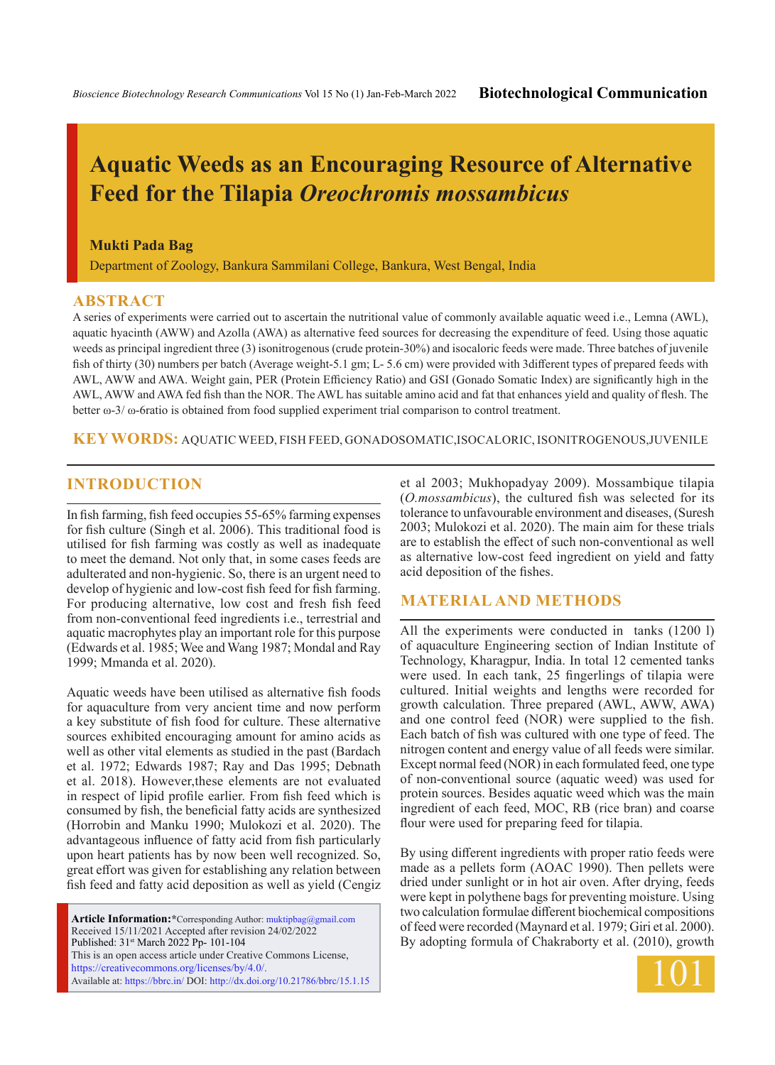# Aquatic Weeds as an Encouraging Resource of Alternative Feed for the Tilapia *Oreochromis mossambicus*

**Mukti Pada Bag**

Department of Zoology, Bankura Sammilani College, Bankura, West Bengal, India

## ABSTRACT

A series of experiments were carried out to ascertain the nutritional value of commonly available aquatic weed i.e., Lemna (AWL), aquatic hyacinth (AWW) and Azolla (AWA) as alternative feed sources for decreasing the expenditure of feed. Using those aquatic weeds as principal ingredient three (3) isonitrogenous (crude protein-30%) and isocaloric feeds were made. Three batches of juvenile fish of thirty (30) numbers per batch (Average weight-5.1 gm; L- 5.6 cm) were provided with 3different types of prepared feeds with AWL, AWW and AWA. Weight gain, PER (Protein Efficiency Ratio) and GSI (Gonado Somatic Index) are significantly high in the AWL, AWW and AWA fed fish than the NOR. The AWL has suitable amino acid and fat that enhances yield and quality of flesh. The better ω-3/ ω-6ratio is obtained from food supplied experiment trial comparison to control treatment.

**KEY WORDS:** AQUATIC WEED, FISH FEED, GONADOSOMATIC,ISOCALORIC, ISONITROGENOUS,JUVENILE

## INTRODUCTION

In fish farming, fish feed occupies 55-65% farming expenses for fish culture (Singh et al. 2006). This traditional food is utilised for fish farming was costly as well as inadequate to meet the demand. Not only that, in some cases feeds are adulterated and non-hygienic. So, there is an urgent need to develop of hygienic and low-cost fish feed for fish farming. For producing alternative, low cost and fresh fish feed from non-conventional feed ingredients i.e., terrestrial and aquatic macrophytes play an important role for this purpose (Edwards et al. 1985; Wee and Wang 1987; Mondal and Ray 1999; Mmanda et al. 2020).

Aquatic weeds have been utilised as alternative fish foods for aquaculture from very ancient time and now perform a key substitute of fish food for culture. These alternative sources exhibited encouraging amount for amino acids as well as other vital elements as studied in the past (Bardach et al. 1972; Edwards 1987; Ray and Das 1995; Debnath et al. 2018). However,these elements are not evaluated in respect of lipid profile earlier. From fish feed which is consumed by fish, the beneficial fatty acids are synthesized (Horrobin and Manku 1990; Mulokozi et al. 2020). The advantageous influence of fatty acid from fish particularly upon heart patients has by now been well recognized. So, great effort was given for establishing any relation between fish feed and fatty acid deposition as well as yield (Cengiz et al 2003; Mukhopadyay 2009). Mossambique tilapia (*O.mossambicus*), the cultured fish was selected for its tolerance to unfavourable environment and diseases, (Suresh 2003; Mulokozi et al. 2020). The main aim for these trials are to establish the effect of such non-conventional as well as alternative low-cost feed ingredient on yield and fatty acid deposition of the fishes.

## MATERIAL AND METHODS

All the experiments were conducted in tanks (1200 l) of aquaculture Engineering section of Indian Institute of Technology, Kharagpur, India. In total 12 cemented tanks were used. In each tank, 25 fingerlings of tilapia were cultured. Initial weights and lengths were recorded for growth calculation. Three prepared (AWL, AWW, AWA) and one control feed (NOR) were supplied to the fish. Each batch of fish was cultured with one type of feed. The nitrogen content and energy value of all feeds were similar. Except normal feed (NOR) in each formulated feed, one type of non-conventional source (aquatic weed) was used for protein sources. Besides aquatic weed which was the main ingredient of each feed, MOC, RB (rice bran) and coarse flour were used for preparing feed for tilapia.

By using different ingredients with proper ratio feeds were made as a pellets form (AOAC 1990). Then pellets were dried under sunlight or in hot air oven. After drying, feeds were kept in polythene bags for preventing moisture. Using two calculation formulae different biochemical compositions of feed were recorded (Maynard et al. 1979; Giri et al. 2000). By adopting formula of Chakraborty et al. (2010), growth

**Article Information:***Corresponding Author: muktipbag@gmail.com
Received 15/11/2021 Accepted after revision 24/02/2022
Published: 31st March 2022 Pp- 101-104
This is an open access article under Creative Commons License, https://creativecommons.org/licenses/by/4.0/.
Available at: https://bbrc.in/ DOI: http://dx.doi.org/10.21786/bbrc/15.1.15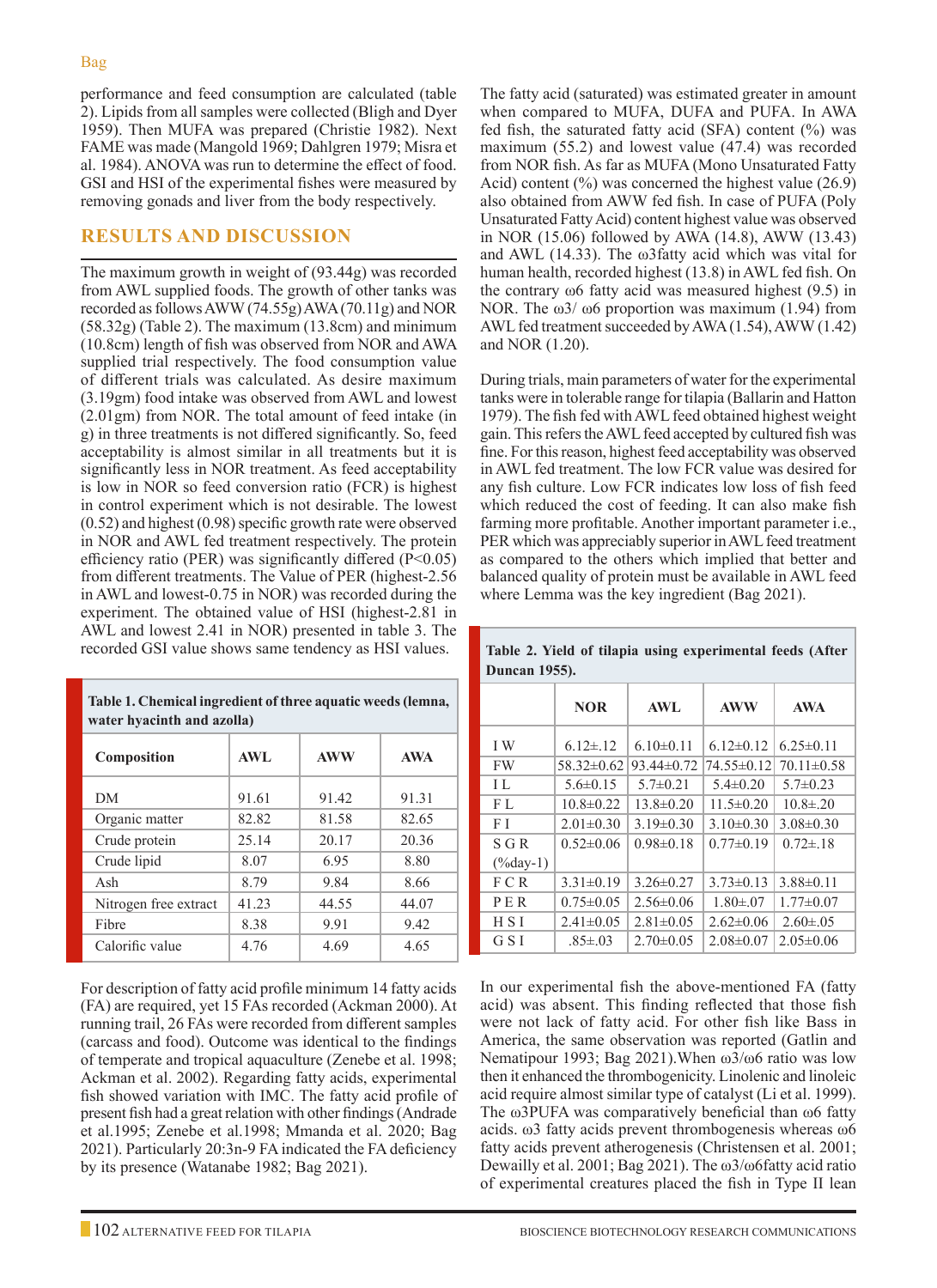performance and feed consumption are calculated (table 2). Lipids from all samples were collected (Bligh and Dyer 1959). Then MUFA was prepared (Christie 1982). Next FAME was made (Mangold 1969; Dahlgren 1979; Misra et al. 1984). ANOVA was run to determine the effect of food. GSI and HSI of the experimental fishes were measured by removing gonads and liver from the body respectively.

## RESULTS AND DISCUSSION

The maximum growth in weight of (93.44g) was recorded from AWL supplied foods. The growth of other tanks was recorded as follows AWW (74.55g) AWA (70.11g) and NOR (58.32g) (Table 2). The maximum (13.8cm) and minimum (10.8cm) length of fish was observed from NOR and AWA supplied trial respectively. The food consumption value of different trials was calculated. As desire maximum (3.19gm) food intake was observed from AWL and lowest (2.01gm) from NOR. The total amount of feed intake (in g) in three treatments is not differed significantly. So, feed acceptability is almost similar in all treatments but it is significantly less in NOR treatment. As feed acceptability is low in NOR so feed conversion ratio (FCR) is highest in control experiment which is not desirable. The lowest (0.52) and highest (0.98) specific growth rate were observed in NOR and AWL fed treatment respectively. The protein efficiency ratio (PER) was significantly differed ($P<0.05$) from different treatments. The Value of PER (highest-2.56 in AWL and lowest-0.75 in NOR) was recorded during the experiment. The obtained value of HSI (highest-2.81 in AWL and lowest 2.41 in NOR) presented in table 3. The recorded GSI value shows same tendency as HSI values.

**Table 1. Chemical ingredient of three aquatic weeds (lemna, water hyacinth and azolla)**

| Composition | AWL | AWW | AWA |
|---|---|---|---|
| DM | 91.61 | 91.42 | 91.31 |
| Organic matter | 82.82 | 81.58 | 82.65 |
| Crude protein | 25.14 | 20.17 | 20.36 |
| Crude lipid | 8.07 | 6.95 | 8.80 |
| Ash | 8.79 | 9.84 | 8.66 |
| Nitrogen free extract | 41.23 | 44.55 | 44.07 |
| Fibre | 8.38 | 9.91 | 9.42 |
| Calorific value | 4.76 | 4.69 | 4.65 |

For description of fatty acid profile minimum 14 fatty acids (FA) are required, yet 15 FAs recorded (Ackman 2000). At running trail, 26 FAs were recorded from different samples (carcass and food). Outcome was identical to the findings of temperate and tropical aquaculture (Zenebe et al. 1998; Ackman et al. 2002). Regarding fatty acids, experimental fish showed variation with IMC. The fatty acid profile of present fish had a great relation with other findings (Andrade et al.1995; Zenebe et al.1998; Mmanda et al. 2020; Bag 2021). Particularly 20:3n-9 FA indicated the FA deficiency by its presence (Watanabe 1982; Bag 2021).

The fatty acid (saturated) was estimated greater in amount when compared to MUFA, DUFA and PUFA. In AWA fed fish, the saturated fatty acid (SFA) content (%) was maximum (55.2) and lowest value (47.4) was recorded from NOR fish. As far as MUFA (Mono Unsaturated Fatty Acid) content (%) was concerned the highest value (26.9) also obtained from AWW fed fish. In case of PUFA (Poly Unsaturated Fatty Acid) content highest value was observed in NOR (15.06) followed by AWA (14.8), AWW (13.43) and AWL (14.33). The ω3fatty acid which was vital for human health, recorded highest (13.8) in AWL fed fish. On the contrary ω6 fatty acid was measured highest (9.5) in NOR. The ω3/ ω6 proportion was maximum (1.94) from AWL fed treatment succeeded by AWA (1.54), AWW (1.42) and NOR (1.20).

During trials, main parameters of water for the experimental tanks were in tolerable range for tilapia (Ballarin and Hatton 1979). The fish fed with AWL feed obtained highest weight gain. This refers the AWL feed accepted by cultured fish was fine. For this reason, highest feed acceptability was observed in AWL fed treatment. The low FCR value was desired for any fish culture. Low FCR indicates low loss of fish feed which reduced the cost of feeding. It can also make fish farming more profitable. Another important parameter i.e., PER which was appreciably superior in AWL feed treatment as compared to the others which implied that better and balanced quality of protein must be available in AWL feed where Lemma was the key ingredient (Bag 2021).

**Table 2. Yield of tilapia using experimental feeds (After Duncan 1955).**

| | NOR | AWL | AWW | AWA |
|---|---|---|---|---|
| I W | 6.12±.12 | 6.10±0.11 | 6.12±0.12 | 6.25±0.11 |
| FW | 58.32±0.62 | 93.44±0.72 | 74.55±0.12 | 70.11±0.58 |
| I L | 5.6±0.15 | 5.7±0.21 | 5.4±0.20 | 5.7±0.23 |
| F L | 10.8±0.22 | 13.8±0.20 | 11.5±0.20 | 10.8±.20 |
| F I | 2.01±0.30 | 3.19±0.30 | 3.10±0.30 | 3.08±0.30 |
| S G R (%day-1) | 0.52±0.06 | 0.98±0.18 | 0.77±0.19 | 0.72±.18 |
| F C R | 3.31±0.19 | 3.26±0.27 | 3.73±0.13 | 3.88±0.11 |
| P E R | 0.75±0.05 | 2.56±0.06 | 1.80±.07 | 1.77±0.07 |
| H S I | 2.41±0.05 | 2.81±0.05 | 2.62±0.06 | 2.60±.05 |
| G S I | .85±.03 | 2.70±0.05 | 2.08±0.07 | 2.05±0.06 |

In our experimental fish the above-mentioned FA (fatty acid) was absent. This finding reflected that those fish were not lack of fatty acid. For other fish like Bass in America, the same observation was reported (Gatlin and Nematipour 1993; Bag 2021).When ω3/ω6 ratio was low then it enhanced the thrombogenicity. Linolenic and linoleic acid require almost similar type of catalyst (Li et al. 1999). The ω3PUFA was comparatively beneficial than ω6 fatty acids. ω3 fatty acids prevent thrombogenesis whereas ω6 fatty acids prevent atherogenesis (Christensen et al. 2001; Dewailly et al. 2001; Bag 2021). The ω3/ω6fatty acid ratio of experimental creatures placed the fish in Type II lean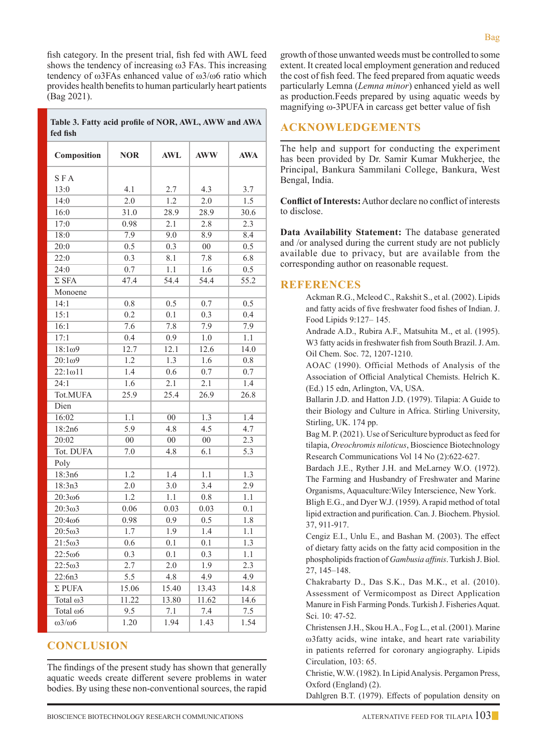fish category. In the present trial, fish fed with AWL feed shows the tendency of increasing ω3 FAs. This increasing tendency of ω3FAs enhanced value of ω3/ω6 ratio which provides health benefits to human particularly heart patients (Bag 2021).

**Table 3. Fatty acid profile of NOR, AWL, AWW and AWA fed fish**

| Composition | NOR | AWL | AWW | AWA |
|---|---|---|---|---|
| S F A | | | | |
| 13:0 | 4.1 | 2.7 | 4.3 | 3.7 |
| 14:0 | 2.0 | 1.2 | 2.0 | 1.5 |
| 16:0 | 31.0 | 28.9 | 28.9 | 30.6 |
| 17:0 | 0.98 | 2.1 | 2.8 | 2.3 |
| 18:0 | 7.9 | 9.0 | 8.9 | 8.4 |
| 20:0 | 0.5 | 0.3 | 00 | 0.5 |
| 22:0 | 0.3 | 8.1 | 7.8 | 6.8 |
| 24:0 | 0.7 | 1.1 | 1.6 | 0.5 |
| Σ SFA | 47.4 | 54.4 | 54.4 | 55.2 |
| Monoene | | | | |
| 14:1 | 0.8 | 0.5 | 0.7 | 0.5 |
| 15:1 | 0.2 | 0.1 | 0.3 | 0.4 |
| 16:1 | 7.6 | 7.8 | 7.9 | 7.9 |
| 17:1 | 0.4 | 0.9 | 1.0 | 1.1 |
| 18:1ω9 | 12.7 | 12.1 | 12.6 | 14.0 |
| 20:1ω9 | 1.2 | 1.3 | 1.6 | 0.8 |
| 22:1ω11 | 1.4 | 0.6 | 0.7 | 0.7 |
| 24:1 | 1.6 | 2.1 | 2.1 | 1.4 |
| Tot.MUFA | 25.9 | 25.4 | 26.9 | 26.8 |
| Dien | | | | |
| 16:02 | 1.1 | 00 | 1.3 | 1.4 |
| 18:2n6 | 5.9 | 4.8 | 4.5 | 4.7 |
| 20:02 | 00 | 00 | 00 | 2.3 |
| Tot. DUFA | 7.0 | 4.8 | 6.1 | 5.3 |
| Poly | | | | |
| 18:3n6 | 1.2 | 1.4 | 1.1 | 1.3 |
| 18:3n3 | 2.0 | 3.0 | 3.4 | 2.9 |
| 20:3ω6 | 1.2 | 1.1 | 0.8 | 1.1 |
| 20:3ω3 | 0.06 | 0.03 | 0.03 | 0.1 |
| 20:4ω6 | 0.98 | 0.9 | 0.5 | 1.8 |
| 20:5ω3 | 1.7 | 1.9 | 1.4 | 1.1 |
| 21:5ω3 | 0.6 | 0.1 | 0.1 | 1.3 |
| 22:5ω6 | 0.3 | 0.1 | 0.3 | 1.1 |
| 22:5ω3 | 2.7 | 2.0 | 1.9 | 2.3 |
| 22:6n3 | 5.5 | 4.8 | 4.9 | 4.9 |
| Σ PUFA | 15.06 | 15.40 | 13.43 | 14.8 |
| Total ω3 | 11.22 | 13.80 | 11.62 | 14.6 |
| Total ω6 | 9.5 | 7.1 | 7.4 | 7.5 |
| ω3/ω6 | 1.20 | 1.94 | 1.43 | 1.54 |

## CONCLUSION

The findings of the present study has shown that generally aquatic weeds create different severe problems in water bodies. By using these non-conventional sources, the rapid growth of those unwanted weeds must be controlled to some extent. It created local employment generation and reduced the cost of fish feed. The feed prepared from aquatic weeds particularly Lemna (*Lemna minor*) enhanced yield as well as production.Feeds prepared by using aquatic weeds by magnifying ω-3PUFA in carcass get better value of fish

## ACKNOWLEDGEMENTS

The help and support for conducting the experiment has been provided by Dr. Samir Kumar Mukherjee, the Principal, Bankura Sammilani College, Bankura, West Bengal, India.

**Conflict of Interests:** Author declare no conflict of interests to disclose.

**Data Availability Statement:** The database generated and /or analysed during the current study are not publicly available due to privacy, but are available from the corresponding author on reasonable request.

## REFERENCES

Ackman R.G., Mcleod C., Rakshit S., et al. (2002). Lipids and fatty acids of five freshwater food fishes of Indian. J. Food Lipids 9:127– 145.

Andrade A.D., Rubira A.F., Matsuhita M., et al. (1995). W3 fatty acids in freshwater fish from South Brazil. J. Am. Oil Chem. Soc. 72, 1207-1210.

AOAC (1990). Official Methods of Analysis of the Association of Official Analytical Chemists. Helrich K. (Ed.) 15 edn, Arlington, VA, USA.

Ballarin J.D. and Hatton J.D. (1979). Tilapia: A Guide to their Biology and Culture in Africa. Stirling University, Stirling, UK. 174 pp.

Bag M. P. (2021). Use of Sericulture byproduct as feed for tilapia, *Oreochromis niloticus*, Bioscience Biotechnology Research Communications Vol 14 No (2):622-627.

Bardach J.E., Ryther J.H. and MeLarney W.O. (1972). The Farming and Husbandry of Freshwater and Marine Organisms, Aquaculture:Wiley Interscience, New York.

Bligh E.G., and Dyer W.J. (1959). A rapid method of total lipid extraction and purification. Can. J. Biochem. Physiol. 37, 911-917.

Cengiz E.I., Unlu E., and Bashan M. (2003). The effect of dietary fatty acids on the fatty acid composition in the phospholipids fraction of *Gambusia affinis*. Turkish J. Biol. 27, 145–148.

Chakrabarty D., Das S.K., Das M.K., et al. (2010). Assessment of Vermicompost as Direct Application Manure in Fish Farming Ponds. Turkish J. Fisheries Aquat. Sci. 10: 47-52.

Christensen J.H., Skou H.A., Fog L., et al (2001). Marine ω3fatty acids, wine intake, and heart rate variability in patients referred for coronary angiography. Lipids Circulation, 103: 65.

Christie, W.W. (1982). In Lipid Analysis. Pergamon Press, Oxford (England) (2).

Dahlgren B.T. (1979). Effects of population density on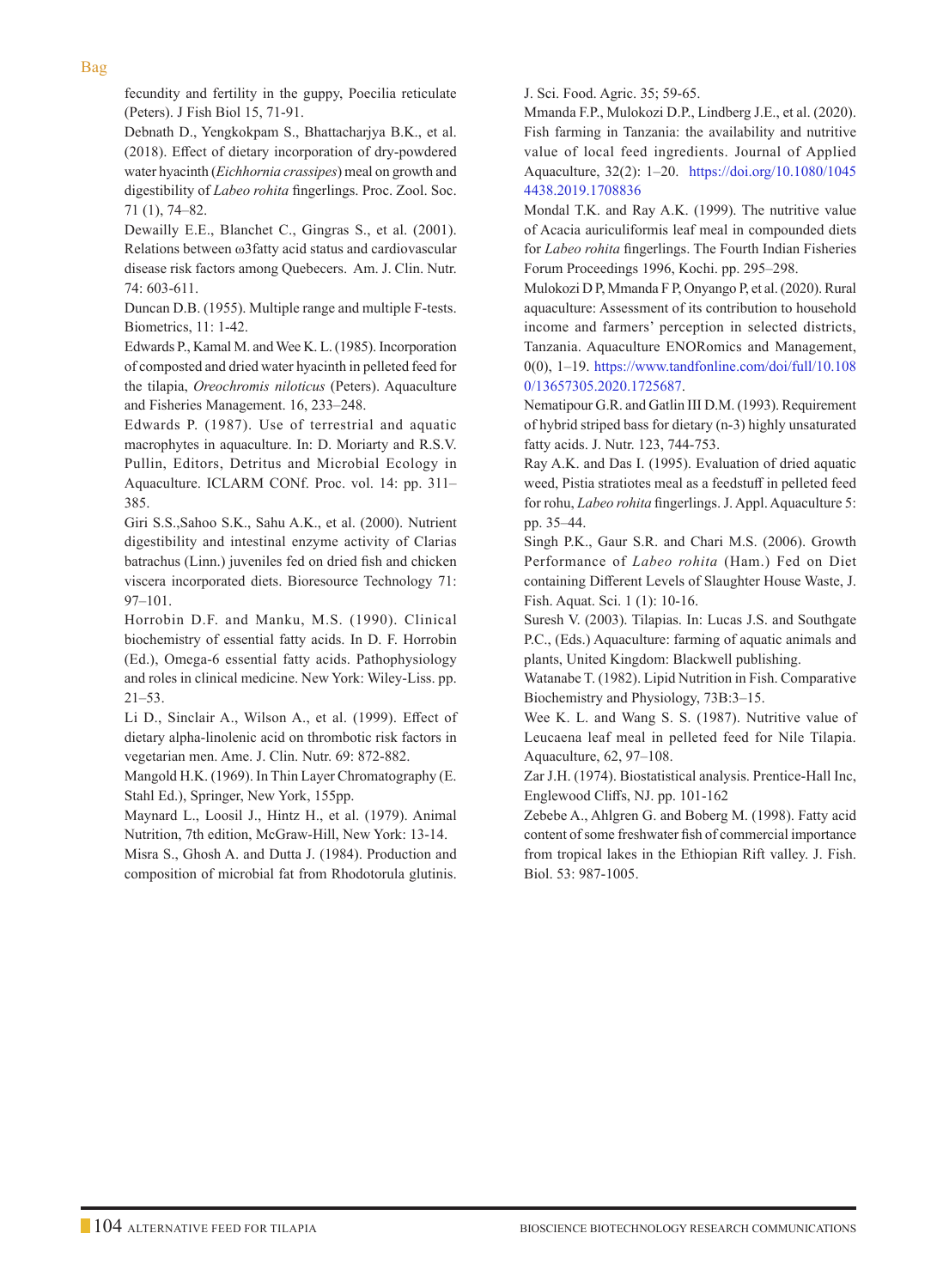fecundity and fertility in the guppy, Poecilia reticulate (Peters). J Fish Biol 15, 71-91.

Debnath D., Yengkokpam S., Bhattacharjya B.K., et al. (2018). Effect of dietary incorporation of dry-powdered water hyacinth (*Eichhornia crassipes*) meal on growth and digestibility of *Labeo rohita* fingerlings. Proc. Zool. Soc. 71 (1), 74–82.

Dewailly E.E., Blanchet C., Gingras S., et al. (2001). Relations between ω3fatty acid status and cardiovascular disease risk factors among Quebecers. Am. J. Clin. Nutr. 74: 603-611.

Duncan D.B. (1955). Multiple range and multiple F-tests. Biometrics, 11: 1-42.

Edwards P., Kamal M. and Wee K. L. (1985). Incorporation of composted and dried water hyacinth in pelleted feed for the tilapia, *Oreochromis niloticus* (Peters). Aquaculture and Fisheries Management. 16, 233–248.

Edwards P. (1987). Use of terrestrial and aquatic macrophytes in aquaculture. In: D. Moriarty and R.S.V. Pullin, Editors, Detritus and Microbial Ecology in Aquaculture. ICLARM CONf. Proc. vol. 14: pp. 311–385.

Giri S.S.,Sahoo S.K., Sahu A.K., et al. (2000). Nutrient digestibility and intestinal enzyme activity of Clarias batrachus (Linn.) juveniles fed on dried fish and chicken viscera incorporated diets. Bioresource Technology 71: 97–101.

Horrobin D.F. and Manku, M.S. (1990). Clinical biochemistry of essential fatty acids. In D. F. Horrobin (Ed.), Omega-6 essential fatty acids. Pathophysiology and roles in clinical medicine. New York: Wiley-Liss. pp. 21–53.

Li D., Sinclair A., Wilson A., et al. (1999). Effect of dietary alpha-linolenic acid on thrombotic risk factors in vegetarian men. Ame. J. Clin. Nutr. 69: 872-882.

Mangold H.K. (1969). In Thin Layer Chromatography (E. Stahl Ed.), Springer, New York, 155pp.

Maynard L., Loosil J., Hintz H., et al. (1979). Animal Nutrition, 7th edition, McGraw-Hill, New York: 13-14.

Misra S., Ghosh A. and Dutta J. (1984). Production and composition of microbial fat from Rhodotorula glutinis. J. Sci. Food. Agric. 35; 59-65.

Mmanda F.P., Mulokozi D.P., Lindberg J.E., et al. (2020). Fish farming in Tanzania: the availability and nutritive value of local feed ingredients. Journal of Applied Aquaculture, 32(2): 1–20. https://doi.org/10.1080/10454438.2019.1708836

Mondal T.K. and Ray A.K. (1999). The nutritive value of Acacia auriculiformis leaf meal in compounded diets for *Labeo rohita* fingerlings. The Fourth Indian Fisheries Forum Proceedings 1996, Kochi. pp. 295–298.

Mulokozi D P, Mmanda F P, Onyango P, et al. (2020). Rural aquaculture: Assessment of its contribution to household income and farmers' perception in selected districts, Tanzania. Aquaculture ENORomics and Management, 0(0), 1–19. https://www.tandfonline.com/doi/full/10.1080/13657305.2020.1725687.

Nematipour G.R. and Gatlin III D.M. (1993). Requirement of hybrid striped bass for dietary (n-3) highly unsaturated fatty acids. J. Nutr. 123, 744-753.

Ray A.K. and Das I. (1995). Evaluation of dried aquatic weed, Pistia stratiotes meal as a feedstuff in pelleted feed for rohu, *Labeo rohita* fingerlings. J. Appl. Aquaculture 5: pp. 35–44.

Singh P.K., Gaur S.R. and Chari M.S. (2006). Growth Performance of *Labeo rohita* (Ham.) Fed on Diet containing Different Levels of Slaughter House Waste, J. Fish. Aquat. Sci. 1 (1): 10-16.

Suresh V. (2003). Tilapias. In: Lucas J.S. and Southgate P.C., (Eds.) Aquaculture: farming of aquatic animals and plants, United Kingdom: Blackwell publishing.

Watanabe T. (1982). Lipid Nutrition in Fish. Comparative Biochemistry and Physiology, 73B:3–15.

Wee K. L. and Wang S. S. (1987). Nutritive value of Leucaena leaf meal in pelleted feed for Nile Tilapia. Aquaculture, 62, 97–108.

Zar J.H. (1974). Biostatistical analysis. Prentice-Hall Inc, Englewood Cliffs, NJ. pp. 101-162

Zebebe A., Ahlgren G. and Boberg M. (1998). Fatty acid content of some freshwater fish of commercial importance from tropical lakes in the Ethiopian Rift valley. J. Fish. Biol. 53: 987-1005.